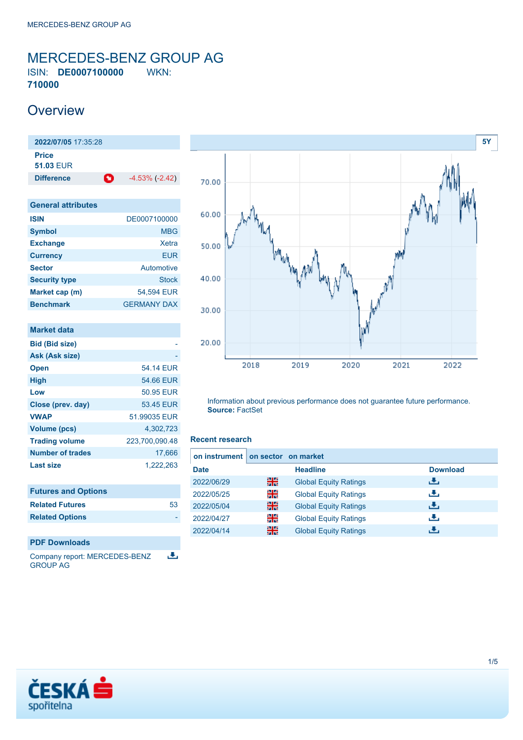# MERCEDES-BENZ GROUP AG

ISIN: **DE0007100000** WKN: **710000**

## Overview

| **2022/07/05** 17:35:28 | |
|---|---|
| **Price** **51.03** EUR | |
| **Difference** | -4.53% (-2.42) |

### General attributes

| | |
|---|---|
| **ISIN** | DE0007100000 |
| **Symbol** | MBG |
| **Exchange** | Xetra |
| **Currency** | EUR |
| **Sector** | Automotive |
| **Security type** | Stock |
| **Market cap (m)** | 54,594 EUR |
| **Benchmark** | GERMANY DAX |

### Market data

| | |
|---|---|
| **Bid (Bid size)** | - |
| **Ask (Ask size)** | - |
| **Open** | 54.14 EUR |
| **High** | 54.66 EUR |
| **Low** | 50.95 EUR |
| **Close (prev. day)** | 53.45 EUR |
| **VWAP** | 51.99035 EUR |
| **Volume (pcs)** | 4,302,723 |
| **Trading volume** | 223,700,090.48 |
| **Number of trades** | 17,666 |
| **Last size** | 1,222,263 |

### Futures and Options

| | |
|---|---|
| **Related Futures** | 53 |
| **Related Options** | - |

### PDF Downloads

Company report: MERCEDES-BENZ GROUP AG

Information about previous performance does not guarantee future performance.
**Source:** FactSet

### Recent research

**on instrument** | **on sector** | **on market**

| Date | Headline | Download |
|---|---|---|
| 2022/06/29 | Global Equity Ratings | |
| 2022/05/25 | Global Equity Ratings | |
| 2022/05/04 | Global Equity Ratings | |
| 2022/04/27 | Global Equity Ratings | |
| 2022/04/14 | Global Equity Ratings | |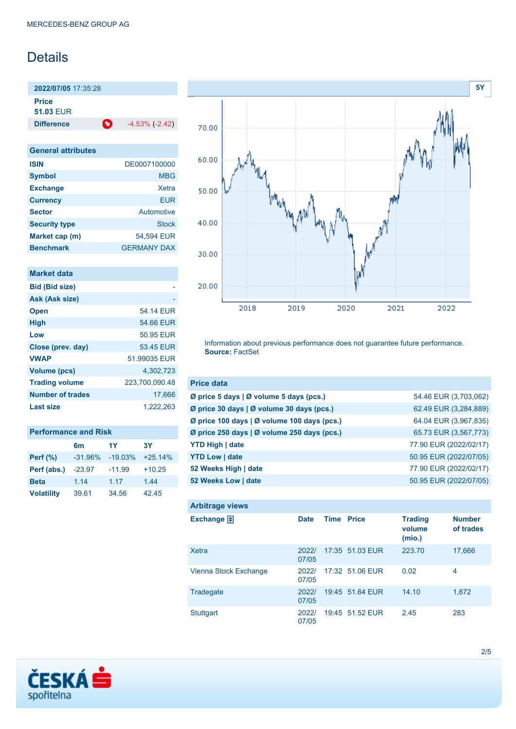MERCEDES-BENZ GROUP AG

# Details

| **2022/07/05** 17:35:28 | |
|---|---|
| **Price** **51.03** EUR | |
| **Difference** | -4.53% (-2.42) |

| General attributes | |
|---|---|
| **ISIN** | DE0007100000 |
| **Symbol** | MBG |
| **Exchange** | Xetra |
| **Currency** | EUR |
| **Sector** | Automotive |
| **Security type** | Stock |
| **Market cap (m)** | 54,594 EUR |
| **Benchmark** | GERMANY DAX |

| Market data | |
|---|---|
| **Bid (Bid size)** | - |
| **Ask (Ask size)** | - |
| **Open** | 54.14 EUR |
| **High** | 54.66 EUR |
| **Low** | 50.95 EUR |
| **Close (prev. day)** | 53.45 EUR |
| **VWAP** | 51.99035 EUR |
| **Volume (pcs)** | 4,302,723 |
| **Trading volume** | 223,700,090.48 |
| **Number of trades** | 17,666 |
| **Last size** | 1,222,263 |

| Performance and Risk | 6m | 1Y | 3Y |
|---|---|---|---|
| **Perf (%)** | -31.96% | -19.03% | +25.14% |
| **Perf (abs.)** | -23.97 | -11.99 | +10.25 |
| **Beta** | 1.14 | 1.17 | 1.44 |
| **Volatility** | 39.61 | 34.56 | 42.45 |

Information about previous performance does not guarantee future performance.
**Source:** FactSet

| Price data | |
|---|---|
| **Ø price 5 days \| Ø volume 5 days (pcs.)** | 54.46 EUR (3,703,062) |
| **Ø price 30 days \| Ø volume 30 days (pcs.)** | 62.49 EUR (3,284,889) |
| **Ø price 100 days \| Ø volume 100 days (pcs.)** | 64.04 EUR (3,967,835) |
| **Ø price 250 days \| Ø volume 250 days (pcs.)** | 65.73 EUR (3,567,773) |
| **YTD High \| date** | 77.90 EUR (2022/02/17) |
| **YTD Low \| date** | 50.95 EUR (2022/07/05) |
| **52 Weeks High \| date** | 77.90 EUR (2022/02/17) |
| **52 Weeks Low \| date** | 50.95 EUR (2022/07/05) |

| Exchange | Date | Time | Price | Trading volume (mio.) | Number of trades |
|---|---|---|---|---|---|
| Xetra | 2022/07/05 | 17:35 | 51.03 EUR | 223.70 | 17,666 |
| Vienna Stock Exchange | 2022/07/05 | 17:32 | 51.06 EUR | 0.02 | 4 |
| Tradegate | 2022/07/05 | 19:45 | 51.64 EUR | 14.10 | 1,672 |
| Stuttgart | 2022/07/05 | 19:45 | 51.52 EUR | 2.45 | 283 |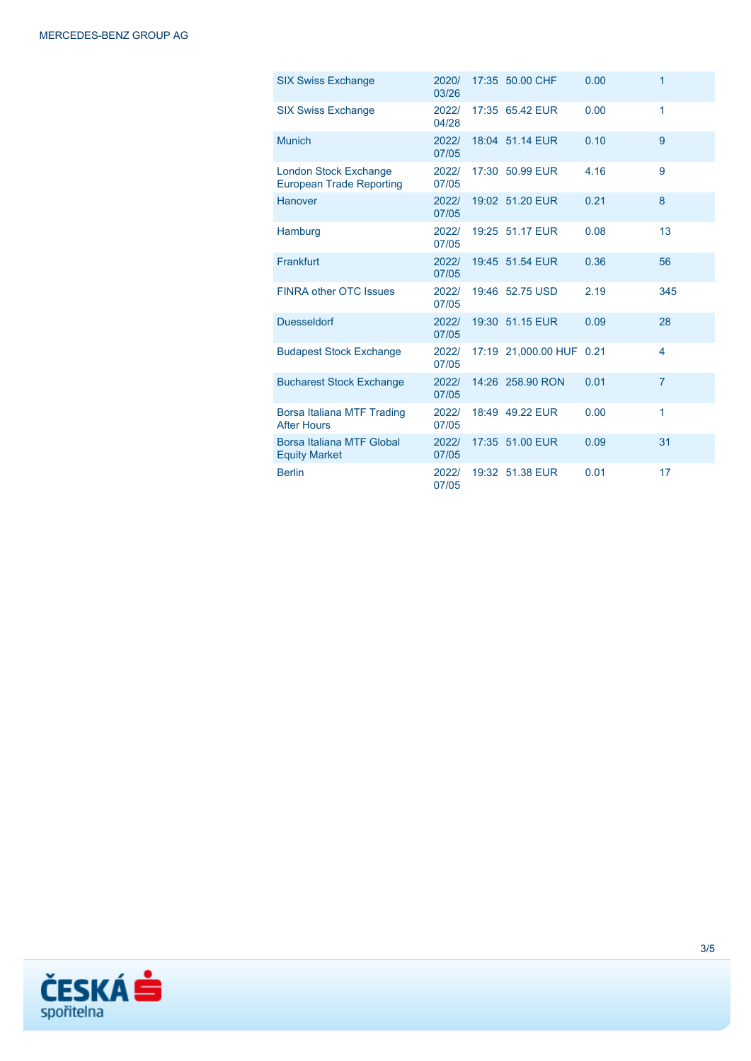| | | | | | |
|---|---|---|---|---|---|
| SIX Swiss Exchange | 2020/03/26 | 17:35 | 50.00 CHF | 0.00 | 1 |
| SIX Swiss Exchange | 2022/04/28 | 17:35 | 65.42 EUR | 0.00 | 1 |
| Munich | 2022/07/05 | 18:04 | 51.14 EUR | 0.10 | 9 |
| London Stock Exchange European Trade Reporting | 2022/07/05 | 17:30 | 50.99 EUR | 4.16 | 9 |
| Hanover | 2022/07/05 | 19:02 | 51.20 EUR | 0.21 | 8 |
| Hamburg | 2022/07/05 | 19:25 | 51.17 EUR | 0.08 | 13 |
| Frankfurt | 2022/07/05 | 19:45 | 51.54 EUR | 0.36 | 56 |
| FINRA other OTC Issues | 2022/07/05 | 19:46 | 52.75 USD | 2.19 | 345 |
| Duesseldorf | 2022/07/05 | 19:30 | 51.15 EUR | 0.09 | 28 |
| Budapest Stock Exchange | 2022/07/05 | 17:19 | 21,000.00 HUF | 0.21 | 4 |
| Bucharest Stock Exchange | 2022/07/05 | 14:26 | 258.90 RON | 0.01 | 7 |
| Borsa Italiana MTF Trading After Hours | 2022/07/05 | 18:49 | 49.22 EUR | 0.00 | 1 |
| Borsa Italiana MTF Global Equity Market | 2022/07/05 | 17:35 | 51.00 EUR | 0.09 | 31 |
| Berlin | 2022/07/05 | 19:32 | 51.38 EUR | 0.01 | 17 |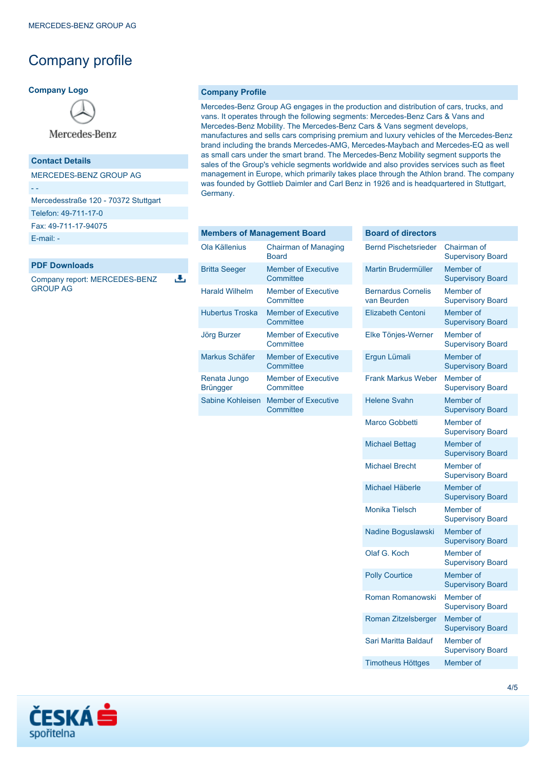# Company profile

### Company Logo

### Contact Details

MERCEDES-BENZ GROUP AG

- -

Mercedesstraße 120 - 70372 Stuttgart

Telefon: 49-711-17-0

Fax: 49-711-17-94075

E-mail: -

### PDF Downloads

Company report: MERCEDES-BENZ GROUP AG

### Company Profile

Mercedes-Benz Group AG engages in the production and distribution of cars, trucks, and vans. It operates through the following segments: Mercedes-Benz Cars & Vans and Mercedes-Benz Mobility. The Mercedes-Benz Cars & Vans segment develops, manufactures and sells cars comprising premium and luxury vehicles of the Mercedes-Benz brand including the brands Mercedes-AMG, Mercedes-Maybach and Mercedes-EQ as well as small cars under the smart brand. The Mercedes-Benz Mobility segment supports the sales of the Group's vehicle segments worldwide and also provides services such as fleet management in Europe, which primarily takes place through the Athlon brand. The company was founded by Gottlieb Daimler and Carl Benz in 1926 and is headquartered in Stuttgart, Germany.

| Members of Management Board | |
|---|---|
| Ola Källenius | Chairman of Managing Board |
| Britta Seeger | Member of Executive Committee |
| Harald Wilhelm | Member of Executive Committee |
| Hubertus Troska | Member of Executive Committee |
| Jörg Burzer | Member of Executive Committee |
| Markus Schäfer | Member of Executive Committee |
| Renata Jungo Brüngger | Member of Executive Committee |
| Sabine Kohleisen | Member of Executive Committee |

| Board of directors | |
|---|---|
| Bernd Pischetsrieder | Chairman of Supervisory Board |
| Martin Brudermüller | Member of Supervisory Board |
| Bernardus Cornelis van Beurden | Member of Supervisory Board |
| Elizabeth Centoni | Member of Supervisory Board |
| Elke Tönjes-Werner | Member of Supervisory Board |
| Ergun Lümali | Member of Supervisory Board |
| Frank Markus Weber | Member of Supervisory Board |
| Helene Svahn | Member of Supervisory Board |
| Marco Gobbetti | Member of Supervisory Board |
| Michael Bettag | Member of Supervisory Board |
| Michael Brecht | Member of Supervisory Board |
| Michael Häberle | Member of Supervisory Board |
| Monika Tielsch | Member of Supervisory Board |
| Nadine Boguslawski | Member of Supervisory Board |
| Olaf G. Koch | Member of Supervisory Board |
| Polly Courtice | Member of Supervisory Board |
| Roman Romanowski | Member of Supervisory Board |
| Roman Zitzelsberger | Member of Supervisory Board |
| Sari Maritta Baldauf | Member of Supervisory Board |
| Timotheus Höttges | Member of |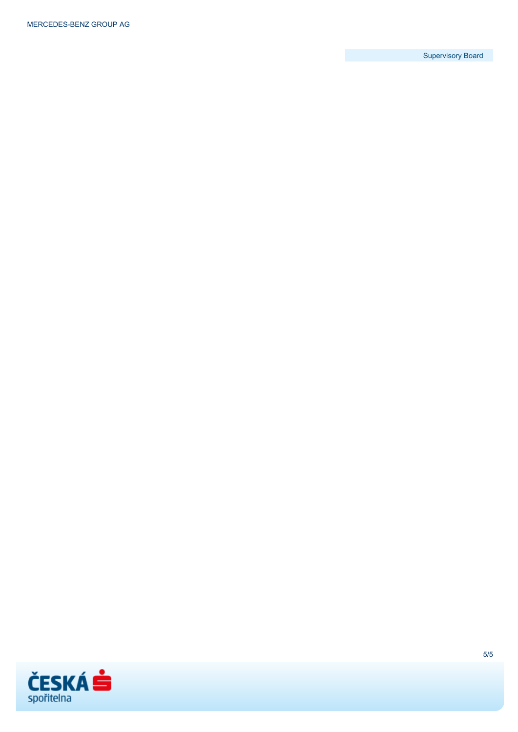Supervisory Board